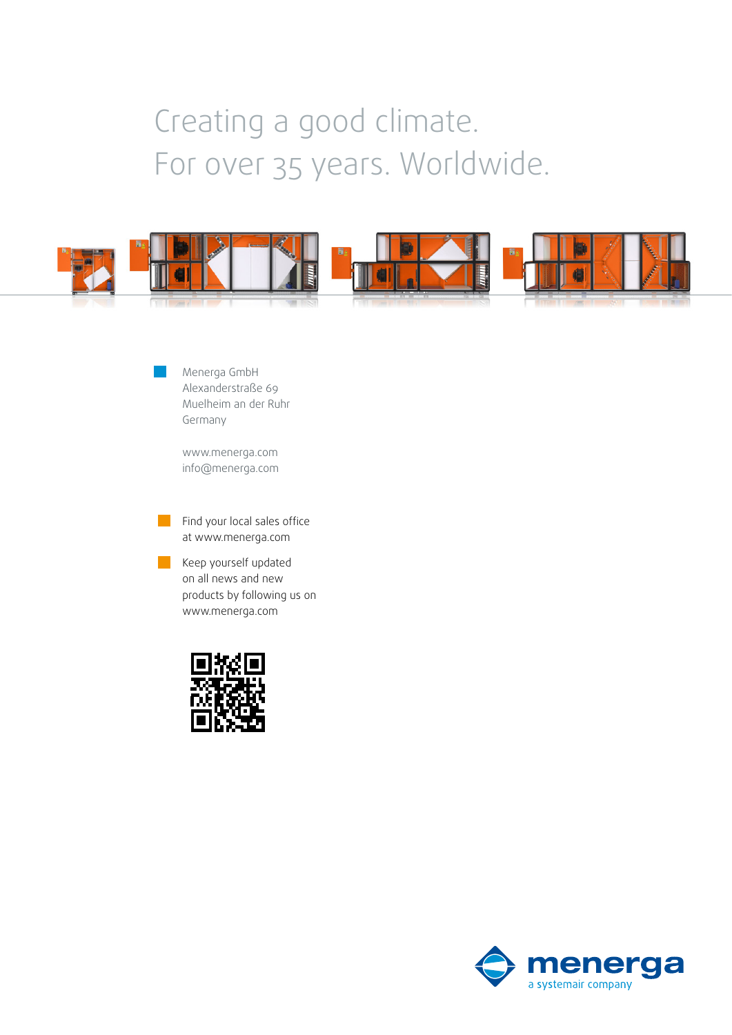# Creating a good climate.
# For over 35 years. Worldwide.

Menerga GmbH
Alexanderstraße 69
Muelheim an der Ruhr
Germany

www.menerga.com
info@menerga.com

Find your local sales office at www.menerga.com

Keep yourself updated on all news and new products by following us on www.menerga.com

menerga
a systemair company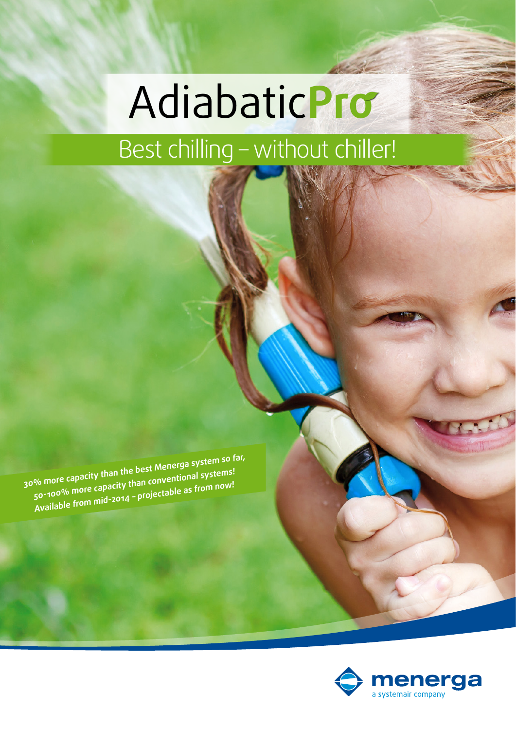# AdiabaticPro

## Best chilling – without chiller!

30% more capacity than the best Menerga system so far,
50-100% more capacity than conventional systems!
Available from mid-2014 – projectable as from now!

menerga
a systemair company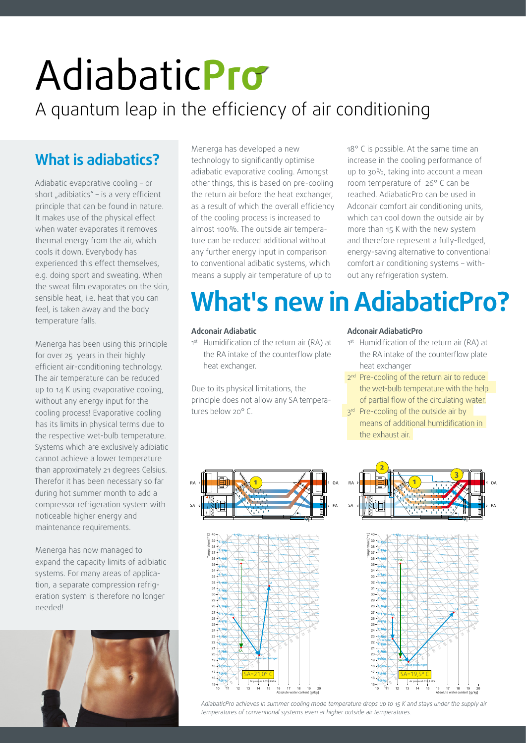# AdiabaticPro

A quantum leap in the efficiency of air conditioning

## What is adiabatics?

Adiabatic evaporative cooling – or short „adibiatics" – is a very efficient principle that can be found in nature. It makes use of the physical effect when water evaporates it removes thermal energy from the air, which cools it down. Everybody has experienced this effect themselves, e.g. doing sport and sweating. When the sweat film evaporates on the skin, sensible heat, i.e. heat that you can feel, is taken away and the body temperature falls.

Menerga has been using this principle for over 25 years in their highly efficient air-conditioning technology. The air temperature can be reduced up to 14 K using evaporative cooling, without any energy input for the cooling process! Evaporative cooling has its limits in physical terms due to the respective wet-bulb temperature. Systems which are exclusively adiabitic cannot achieve a lower temperature than approximately 21 degrees Celsius. Therefor it has been necessary so far during hot summer month to add a compressor refrigeration system with noticeable higher energy and maintenance requirements.

Menerga has now managed to expand the capacity limits of adibiatic systems. For many areas of application, a separate compression refrigeration system is therefore no longer needed!

Menerga has developed a new technology to significantly optimise adiabatic evaporative cooling. Amongst other things, this is based on pre-cooling the return air before the heat exchanger, as a result of which the overall efficiency of the cooling process is increased to almost 100%. The outside air temperature can be reduced additional without any further energy input in comparison to conventional adibatic systems, which means a supply air temperature of up to 18° C is possible. At the same time an increase in the cooling performance of up to 30%, taking into account a mean room temperature of 26° C can be reached. AdiabaticPro can be used in Adconair comfort air conditioning units, which can cool down the outside air by more than 15 K with the new system and therefore represent a fully-fledged, energy-saving alternative to conventional comfort air conditioning systems – without any refrigeration system.

# What's new in AdiabaticPro?

**Adconair Adiabatic**

1st Humidification of the return air (RA) at the RA intake of the counterflow plate heat exchanger.

Due to its physical limitations, the principle does not allow any SA temperatures below 20° C.

**Adconair AdiabaticPro**

1st Humidification of the return air (RA) at the RA intake of the counterflow plate heat exchanger

2nd Pre-cooling of the return air to reduce the wet-bulb temperature with the help of partial flow of the circulating water.

3rd Pre-cooling of the outside air by means of additional humidification in the exhaust air.

SA=21,0° C

SA=19,5° C

*AdiabaticPro achieves in summer cooling mode temperature drops up to 15 K and stays under the supply air temperatures of conventional systems even at higher outside air temperatures.*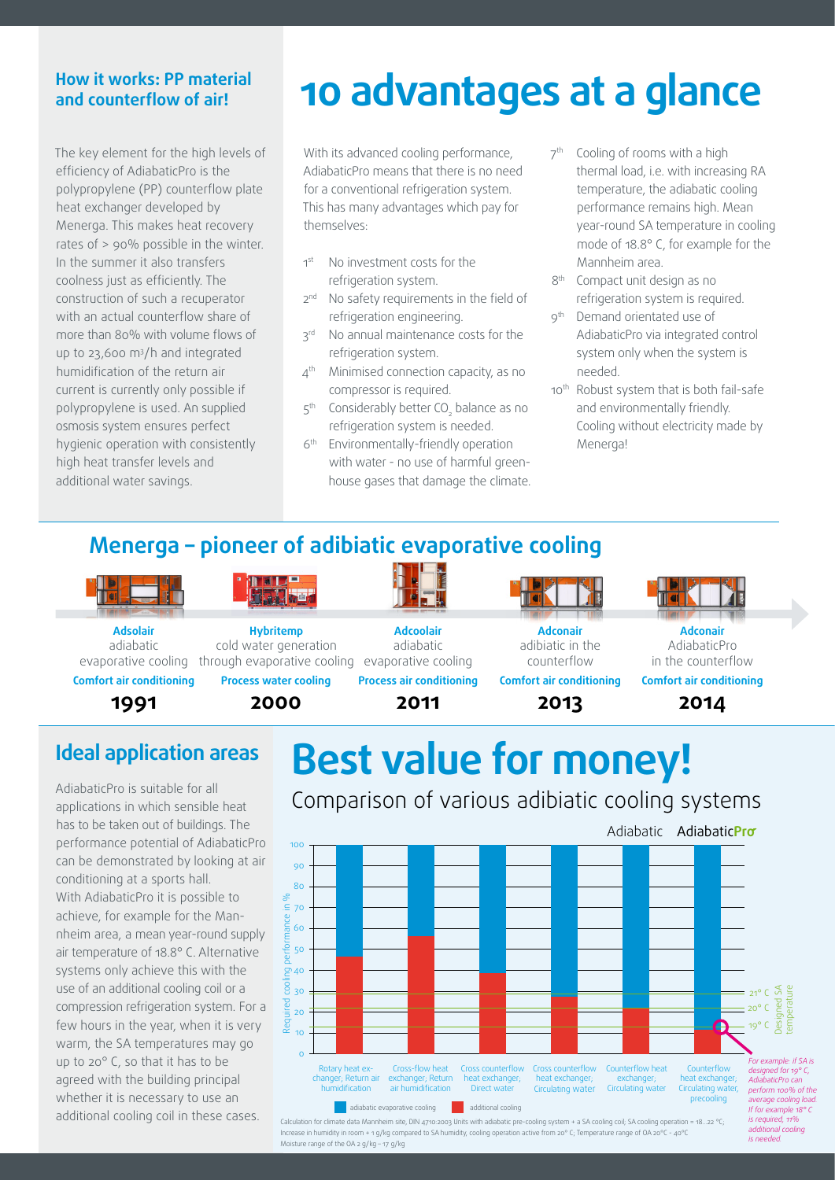## How it works: PP material and counterflow of air!

The key element for the high levels of efficiency of AdiabaticPro is the polypropylene (PP) counterflow plate heat exchanger developed by Menerga. This makes heat recovery rates of > 90% possible in the winter. In the summer it also transfers coolness just as efficiently. The construction of such a recuperator with an actual counterflow share of more than 80% with volume flows of up to 23,600 m³/h and integrated humidification of the return air current is currently only possible if polypropylene is used. An supplied osmosis system ensures perfect hygienic operation with consistently high heat transfer levels and additional water savings.

# 10 advantages at a glance

With its advanced cooling performance, AdiabaticPro means that there is no need for a conventional refrigeration system. This has many advantages which pay for themselves:

- 1st No investment costs for the refrigeration system.
- 2nd No safety requirements in the field of refrigeration engineering.
- 3rd No annual maintenance costs for the refrigeration system.
- 4th Minimised connection capacity, as no compressor is required.
- 5th Considerably better $CO_2$ balance as no refrigeration system is needed.
- 6th Environmentally-friendly operation with water - no use of harmful greenhouse gases that damage the climate.
- 7th Cooling of rooms with a high thermal load, i.e. with increasing RA temperature, the adiabatic cooling performance remains high. Mean year-round SA temperature in cooling mode of 18.8° C, for example for the Mannheim area.
- 8th Compact unit design as no refrigeration system is required.
- 9th Demand orientated use of AdiabaticPro via integrated control system only when the system is needed.
- 10th Robust system that is both fail-safe and environmentally friendly. Cooling without electricity made by Menerga!

## Menerga – pioneer of adibiatic evaporative cooling

| Adsolair | Hybritemp | Adcoolair | Adconair | Adconair |
|---|---|---|---|---|
| adiabatic evaporative cooling | cold water generation through evaporative cooling | adiabatic evaporative cooling | adibiatic in the counterflow | AdiabaticPro in the counterflow |
| Comfort air conditioning | Process water cooling | Process air conditioning | Comfort air conditioning | Comfort air conditioning |
| 1991 | 2000 | 2011 | 2013 | 2014 |

## Ideal application areas

AdiabaticPro is suitable for all applications in which sensible heat has to be taken out of buildings. The performance potential of AdiabaticPro can be demonstrated by looking at air conditioning at a sports hall. With AdiabaticPro it is possible to achieve, for example for the Mannheim area, a mean year-round supply air temperature of 18.8° C. Alternative systems only achieve this with the use of an additional cooling coil or a compression refrigeration system. For a few hours in the year, when it is very warm, the SA temperatures may go up to 20° C, so that it has to be agreed with the building principal whether it is necessary to use an additional cooling coil in these cases.

# Best value for money!

Comparison of various adibiatic cooling systems

Adiabatic AdiabaticPro

Required cooling performance in %

0 10 20 30 40 50 60 70 80 90 100

Rotary heat exchanger; Return air humidification

Cross-flow heat exchanger; Return air humidification

Cross counterflow heat exchanger; Direct water

Cross counterflow heat exchanger; Circulating water

Counterflow heat exchanger; Circulating water

Counterflow heat exchanger; Circulating water, precooling

21° C
20° C
19° C
Designed SA temperature

adiabatic evaporative cooling
additional cooling

*For example: if SA is designed for 19° C, AdiabaticPro can perform 100% of the average cooling load. If for example 18° C is required, 11% additional cooling is needed*

Calculation for climate data Mannheim site, DIN 4710:2003 Units with adiabatic pre-cooling system + a SA cooling coil; SA cooling operation = 18...22 °C; Increase in humidity in room + 1 g/kg compared to SA humidity, cooling operation active from 20° C; Temperature range of OA 20°C - 40°C Moisture range of the OA 2 g/kg – 17 g/kg